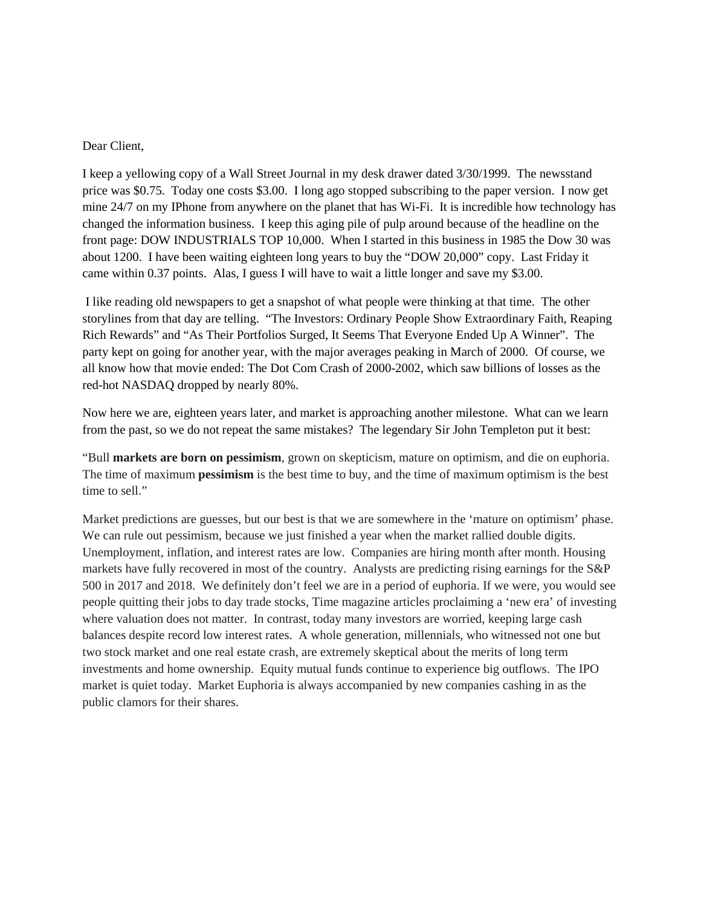Dear Client,

I keep a yellowing copy of a Wall Street Journal in my desk drawer dated 3/30/1999. The newsstand price was $0.75. Today one costs $3.00. I long ago stopped subscribing to the paper version. I now get mine 24/7 on my IPhone from anywhere on the planet that has Wi-Fi. It is incredible how technology has changed the information business. I keep this aging pile of pulp around because of the headline on the front page: DOW INDUSTRIALS TOP 10,000. When I started in this business in 1985 the Dow 30 was about 1200. I have been waiting eighteen long years to buy the "DOW 20,000" copy. Last Friday it came within 0.37 points. Alas, I guess I will have to wait a little longer and save my $3.00.

I like reading old newspapers to get a snapshot of what people were thinking at that time. The other storylines from that day are telling. "The Investors: Ordinary People Show Extraordinary Faith, Reaping Rich Rewards" and "As Their Portfolios Surged, It Seems That Everyone Ended Up A Winner". The party kept on going for another year, with the major averages peaking in March of 2000. Of course, we all know how that movie ended: The Dot Com Crash of 2000-2002, which saw billions of losses as the red-hot NASDAQ dropped by nearly 80%.

Now here we are, eighteen years later, and market is approaching another milestone. What can we learn from the past, so we do not repeat the same mistakes? The legendary Sir John Templeton put it best:

"Bull **markets are born on pessimism**, grown on skepticism, mature on optimism, and die on euphoria. The time of maximum **pessimism** is the best time to buy, and the time of maximum optimism is the best time to sell."

Market predictions are guesses, but our best is that we are somewhere in the 'mature on optimism' phase. We can rule out pessimism, because we just finished a year when the market rallied double digits. Unemployment, inflation, and interest rates are low. Companies are hiring month after month. Housing markets have fully recovered in most of the country. Analysts are predicting rising earnings for the S&P 500 in 2017 and 2018. We definitely don't feel we are in a period of euphoria. If we were, you would see people quitting their jobs to day trade stocks, Time magazine articles proclaiming a 'new era' of investing where valuation does not matter. In contrast, today many investors are worried, keeping large cash balances despite record low interest rates. A whole generation, millennials, who witnessed not one but two stock market and one real estate crash, are extremely skeptical about the merits of long term investments and home ownership. Equity mutual funds continue to experience big outflows. The IPO market is quiet today. Market Euphoria is always accompanied by new companies cashing in as the public clamors for their shares.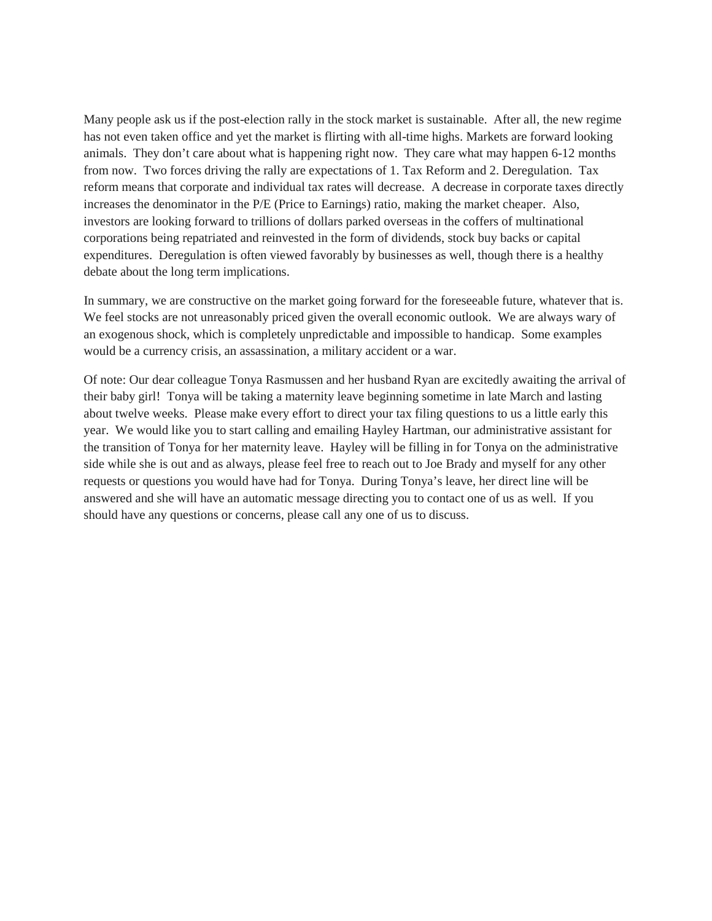Many people ask us if the post-election rally in the stock market is sustainable. After all, the new regime has not even taken office and yet the market is flirting with all-time highs. Markets are forward looking animals. They don't care about what is happening right now. They care what may happen 6-12 months from now. Two forces driving the rally are expectations of 1. Tax Reform and 2. Deregulation. Tax reform means that corporate and individual tax rates will decrease. A decrease in corporate taxes directly increases the denominator in the P/E (Price to Earnings) ratio, making the market cheaper. Also, investors are looking forward to trillions of dollars parked overseas in the coffers of multinational corporations being repatriated and reinvested in the form of dividends, stock buy backs or capital expenditures. Deregulation is often viewed favorably by businesses as well, though there is a healthy debate about the long term implications.

In summary, we are constructive on the market going forward for the foreseeable future, whatever that is. We feel stocks are not unreasonably priced given the overall economic outlook. We are always wary of an exogenous shock, which is completely unpredictable and impossible to handicap. Some examples would be a currency crisis, an assassination, a military accident or a war.

Of note: Our dear colleague Tonya Rasmussen and her husband Ryan are excitedly awaiting the arrival of their baby girl! Tonya will be taking a maternity leave beginning sometime in late March and lasting about twelve weeks. Please make every effort to direct your tax filing questions to us a little early this year. We would like you to start calling and emailing Hayley Hartman, our administrative assistant for the transition of Tonya for her maternity leave. Hayley will be filling in for Tonya on the administrative side while she is out and as always, please feel free to reach out to Joe Brady and myself for any other requests or questions you would have had for Tonya. During Tonya's leave, her direct line will be answered and she will have an automatic message directing you to contact one of us as well. If you should have any questions or concerns, please call any one of us to discuss.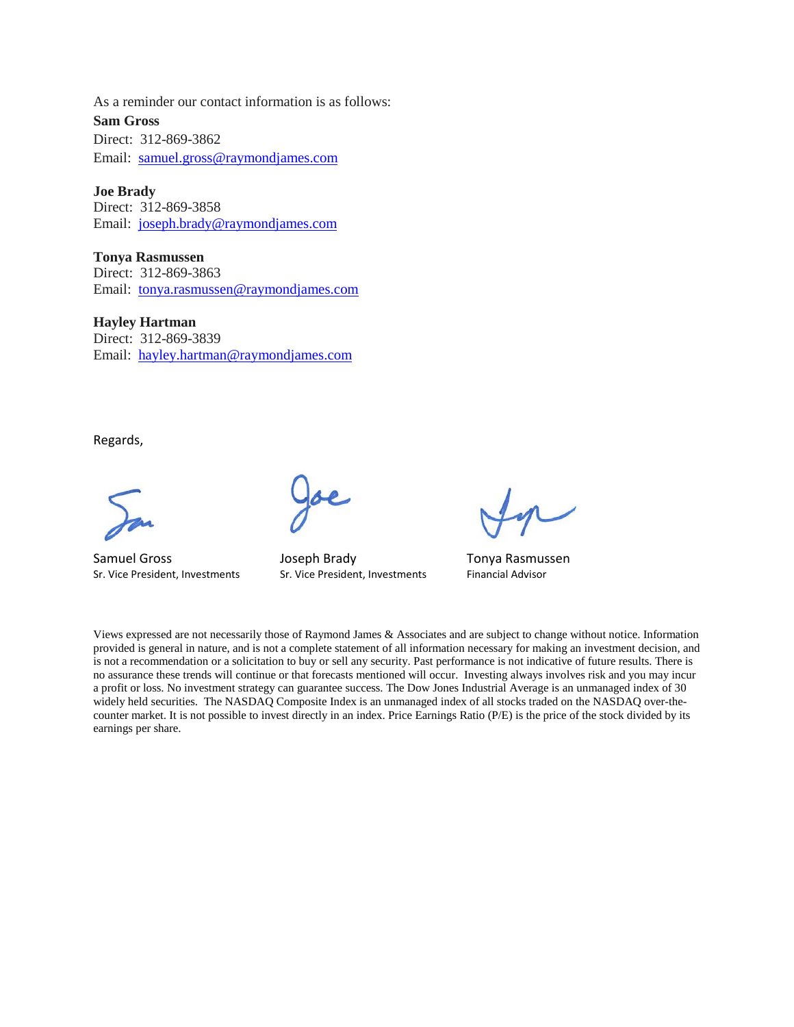As a reminder our contact information is as follows:

**Sam Gross**
Direct: 312-869-3862
Email: samuel.gross@raymondjames.com

**Joe Brady**
Direct: 312-869-3858
Email: joseph.brady@raymondjames.com

**Tonya Rasmussen**
Direct: 312-869-3863
Email: tonya.rasmussen@raymondjames.com

**Hayley Hartman**
Direct: 312-869-3839
Email: hayley.hartman@raymondjames.com

Regards,

Samuel Gross
Sr. Vice President, Investments

Joseph Brady
Sr. Vice President, Investments

Tonya Rasmussen
Financial Advisor

Views expressed are not necessarily those of Raymond James & Associates and are subject to change without notice. Information provided is general in nature, and is not a complete statement of all information necessary for making an investment decision, and is not a recommendation or a solicitation to buy or sell any security. Past performance is not indicative of future results. There is no assurance these trends will continue or that forecasts mentioned will occur. Investing always involves risk and you may incur a profit or loss. No investment strategy can guarantee success. The Dow Jones Industrial Average is an unmanaged index of 30 widely held securities. The NASDAQ Composite Index is an unmanaged index of all stocks traded on the NASDAQ over-the-counter market. It is not possible to invest directly in an index. Price Earnings Ratio (P/E) is the price of the stock divided by its earnings per share.